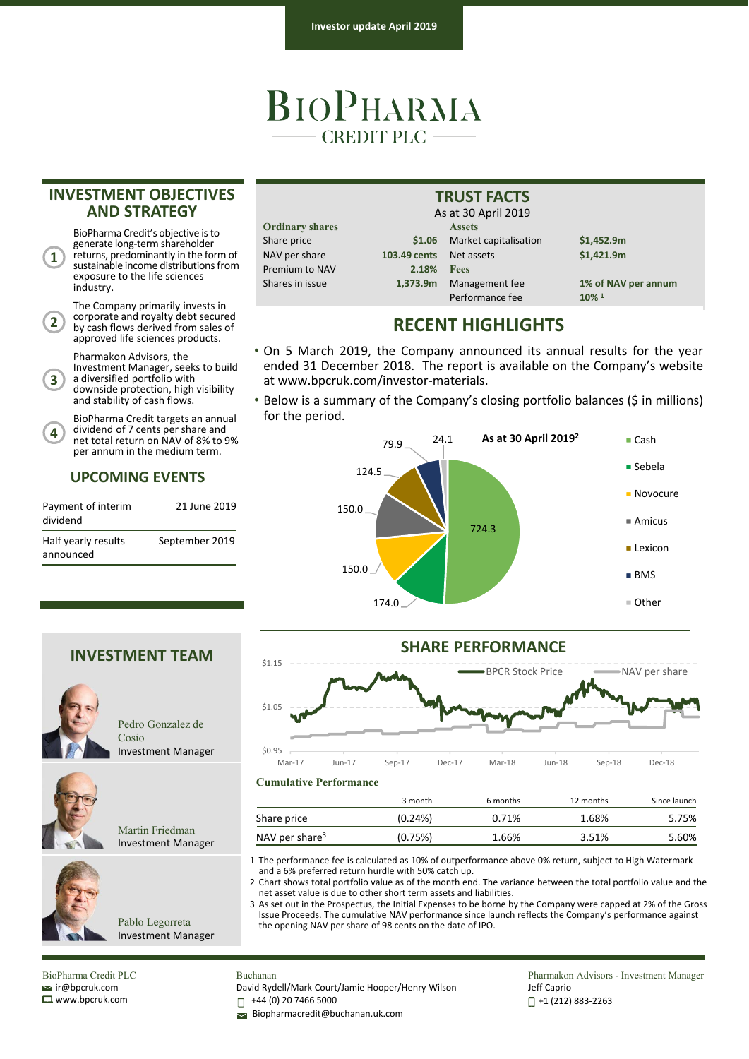Investor update April 2019

# BioPharma Credit PLC

## INVESTMENT OBJECTIVES AND STRATEGY

1. BioPharma Credit's objective is to generate long-term shareholder returns, predominantly in the form of sustainable income distributions from exposure to the life sciences industry.
2. The Company primarily invests in corporate and royalty debt secured by cash flows derived from sales of approved life sciences products.
3. Pharmakon Advisors, the Investment Manager, seeks to build a diversified portfolio with downside protection, high visibility and stability of cash flows.
4. BioPharma Credit targets an annual dividend of 7 cents per share and net total return on NAV of 8% to 9% per annum in the medium term.

## UPCOMING EVENTS

| | |
|---|---|
| Payment of interim dividend | 21 June 2019 |
| Half yearly results announced | September 2019 |

## TRUST FACTS

As at 30 April 2019

| **Ordinary shares** | | **Assets** | |
|---|---|---|---|
| Share price | $1.06 | Market capitalisation | $1,452.9m |
| NAV per share | 103.49 cents | Net assets | $1,421.9m |
| Premium to NAV | 2.18% | **Fees** | |
| Shares in issue | 1,373.9m | Management fee | 1% of NAV per annum |
| | | Performance fee | 10% [1] |

## RECENT HIGHLIGHTS

- On 5 March 2019, the Company announced its annual results for the year ended 31 December 2018. The report is available on the Company's website at www.bpcruk.com/investor-materials.
- Below is a summary of the Company's closing portfolio balances ($ in millions) for the period.

**As at 30 April 2019[2]**

| Holding | $ in millions |
|---|---|
| Cash | 724.3 |
| Sebela | 174.0 |
| Novocure | 150.0 |
| Amicus | 150.0 |
| Lexicon | 124.5 |
| BMS | 79.9 |
| Other | 24.1 |

## INVESTMENT TEAM

Pedro Gonzalez de Cosio
Investment Manager

Martin Friedman
Investment Manager

Pablo Legorreta
Investment Manager

## SHARE PERFORMANCE

BPCR Stock Price / NAV per share (Mar-17 to Dec-18; $0.95 – $1.15)

**Cumulative Performance**

| | 3 month | 6 months | 12 months | Since launch |
|---|---|---|---|---|
| Share price | (0.24%) | 0.71% | 1.68% | 5.75% |
| NAV per share[3] | (0.75%) | 1.66% | 3.51% | 5.60% |

1 The performance fee is calculated as 10% of outperformance above 0% return, subject to High Watermark and a 6% preferred return hurdle with 50% catch up.
2 Chart shows total portfolio value as of the month end. The variance between the total portfolio value and the net asset value is due to other short term assets and liabilities.
3 As set out in the Prospectus, the Initial Expenses to be borne by the Company were capped at 2% of the Gross Issue Proceeds. The cumulative NAV performance since launch reflects the Company's performance against the opening NAV per share of 98 cents on the date of IPO.

BioPharma Credit PLC
ir@bpcruk.com
www.bpcruk.com

Buchanan
David Rydell/Mark Court/Jamie Hooper/Henry Wilson
+44 (0) 20 7466 5000
Biopharmacredit@buchanan.uk.com

Pharmakon Advisors - Investment Manager
Jeff Caprio
+1 (212) 883-2263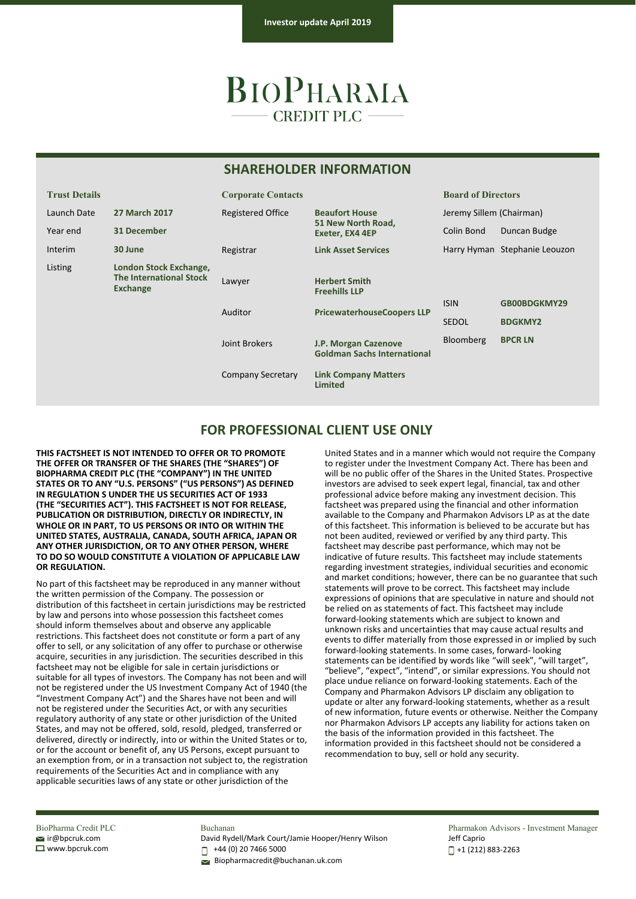Investor update April 2019

# BioPharma Credit PLC

## SHAREHOLDER INFORMATION

| Trust Details | | Corporate Contacts | | Board of Directors | |
|---|---|---|---|---|---|
| Launch Date | **27 March 2017** | Registered Office | **Beaufort House 51 New North Road, Exeter, EX4 4EP** | Jeremy Sillem (Chairman) | |
| Year end | **31 December** | | | Colin Bond | Duncan Budge |
| Interim | **30 June** | Registrar | **Link Asset Services** | Harry Hyman | Stephanie Leouzon |
| Listing | **London Stock Exchange, The International Stock Exchange** | Lawyer | **Herbert Smith Freehills LLP** | | |
| | | Auditor | **PricewaterhouseCoopers LLP** | ISIN | **GB00BDGKMY29** |
| | | | | SEDOL | **BDGKMY2** |
| | | Joint Brokers | **J.P. Morgan Cazenove Goldman Sachs International** | Bloomberg | **BPCR LN** |
| | | Company Secretary | **Link Company Matters Limited** | | |

## FOR PROFESSIONAL CLIENT USE ONLY

**THIS FACTSHEET IS NOT INTENDED TO OFFER OR TO PROMOTE THE OFFER OR TRANSFER OF THE SHARES (THE "SHARES") OF BIOPHARMA CREDIT PLC (THE "COMPANY") IN THE UNITED STATES OR TO ANY "U.S. PERSONS" ("US PERSONS") AS DEFINED IN REGULATION S UNDER THE US SECURITIES ACT OF 1933 (THE "SECURITIES ACT"). THIS FACTSHEET IS NOT FOR RELEASE, PUBLICATION OR DISTRIBUTION, DIRECTLY OR INDIRECTLY, IN WHOLE OR IN PART, TO US PERSONS OR INTO OR WITHIN THE UNITED STATES, AUSTRALIA, CANADA, SOUTH AFRICA, JAPAN OR ANY OTHER JURISDICTION, OR TO ANY OTHER PERSON, WHERE TO DO SO WOULD CONSTITUTE A VIOLATION OF APPLICABLE LAW OR REGULATION.**

No part of this factsheet may be reproduced in any manner without the written permission of the Company. The possession or distribution of this factsheet in certain jurisdictions may be restricted by law and persons into whose possession this factsheet comes should inform themselves about and observe any applicable restrictions. This factsheet does not constitute or form a part of any offer to sell, or any solicitation of any offer to purchase or otherwise acquire, securities in any jurisdiction. The securities described in this factsheet may not be eligible for sale in certain jurisdictions or suitable for all types of investors. The Company has not been and will not be registered under the US Investment Company Act of 1940 (the "Investment Company Act") and the Shares have not been and will not be registered under the Securities Act, or with any securities regulatory authority of any state or other jurisdiction of the United States, and may not be offered, sold, resold, pledged, transferred or delivered, directly or indirectly, into or within the United States or to, or for the account or benefit of, any US Persons, except pursuant to an exemption from, or in a transaction not subject to, the registration requirements of the Securities Act and in compliance with any applicable securities laws of any state or other jurisdiction of the United States and in a manner which would not require the Company to register under the Investment Company Act. There has been and will be no public offer of the Shares in the United States. Prospective investors are advised to seek expert legal, financial, tax and other professional advice before making any investment decision. This factsheet was prepared using the financial and other information available to the Company and Pharmakon Advisors LP as at the date of this factsheet. This information is believed to be accurate but has not been audited, reviewed or verified by any third party. This factsheet may describe past performance, which may not be indicative of future results. This factsheet may include statements regarding investment strategies, individual securities and economic and market conditions; however, there can be no guarantee that such statements will prove to be correct. This factsheet may include expressions of opinions that are speculative in nature and should not be relied on as statements of fact. This factsheet may include forward-looking statements which are subject to known and unknown risks and uncertainties that may cause actual results and events to differ materially from those expressed in or implied by such forward-looking statements. In some cases, forward- looking statements can be identified by words like "will seek", "will target", "believe", "expect", "intend", or similar expressions. You should not place undue reliance on forward-looking statements. Each of the Company and Pharmakon Advisors LP disclaim any obligation to update or alter any forward-looking statements, whether as a result of new information, future events or otherwise. Neither the Company nor Pharmakon Advisors LP accepts any liability for actions taken on the basis of the information provided in this factsheet. The information provided in this factsheet should not be considered a recommendation to buy, sell or hold any security.

BioPharma Credit PLC
ir@bpcruk.com
www.bpcruk.com

Buchanan
David Rydell/Mark Court/Jamie Hooper/Henry Wilson
+44 (0) 20 7466 5000
Biopharmacredit@buchanan.uk.com

Pharmakon Advisors - Investment Manager
Jeff Caprio
+1 (212) 883-2263